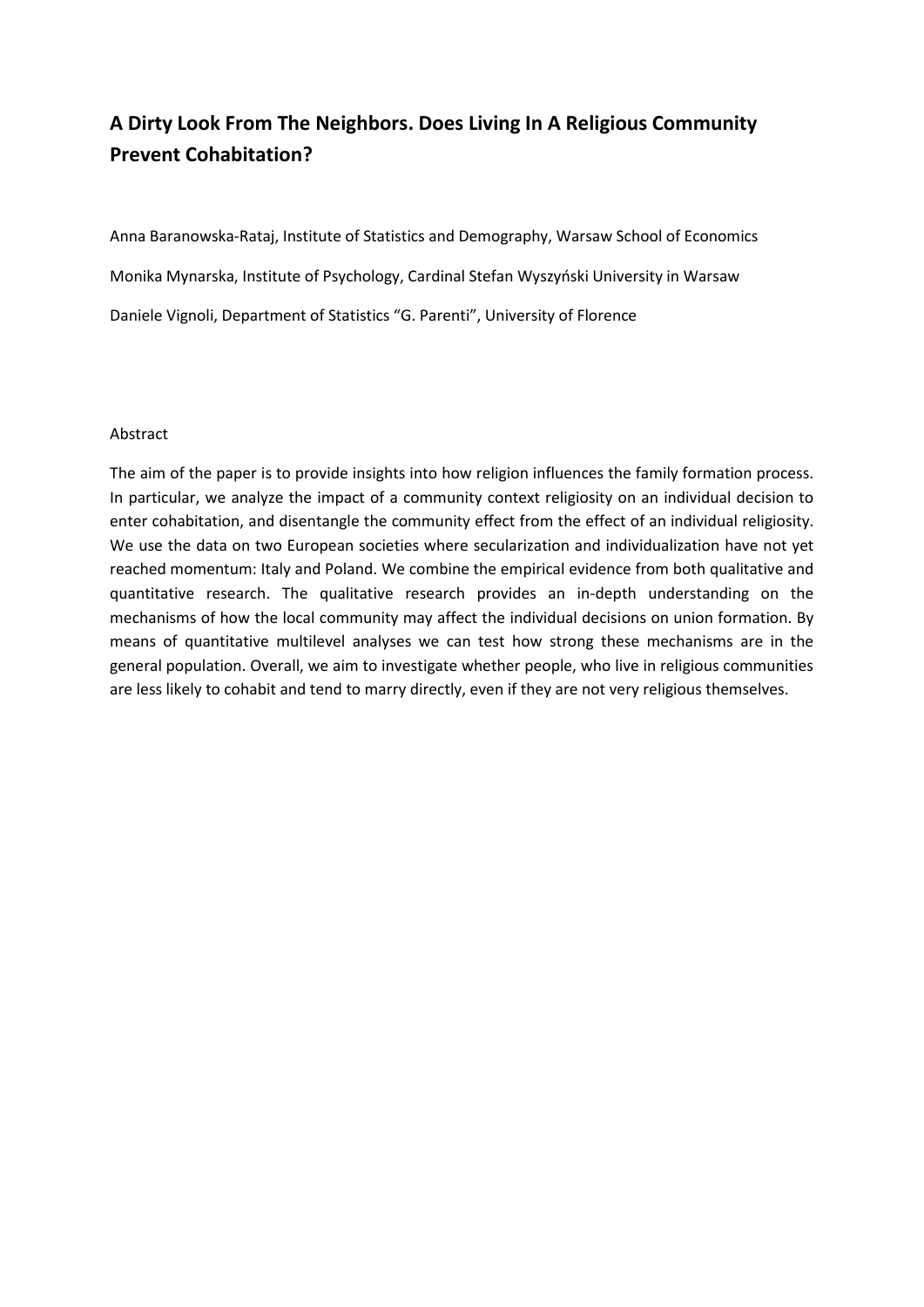# A Dirty Look From The Neighbors. Does Living In A Religious Community Prevent Cohabitation?

Anna Baranowska-Rataj, Institute of Statistics and Demography, Warsaw School of Economics

Monika Mynarska, Institute of Psychology, Cardinal Stefan Wyszyński University in Warsaw

Daniele Vignoli, Department of Statistics "G. Parenti", University of Florence

## Abstract

The aim of the paper is to provide insights into how religion influences the family formation process. In particular, we analyze the impact of a community context religiosity on an individual decision to enter cohabitation, and disentangle the community effect from the effect of an individual religiosity. We use the data on two European societies where secularization and individualization have not yet reached momentum: Italy and Poland. We combine the empirical evidence from both qualitative and quantitative research. The qualitative research provides an in-depth understanding on the mechanisms of how the local community may affect the individual decisions on union formation. By means of quantitative multilevel analyses we can test how strong these mechanisms are in the general population. Overall, we aim to investigate whether people, who live in religious communities are less likely to cohabit and tend to marry directly, even if they are not very religious themselves.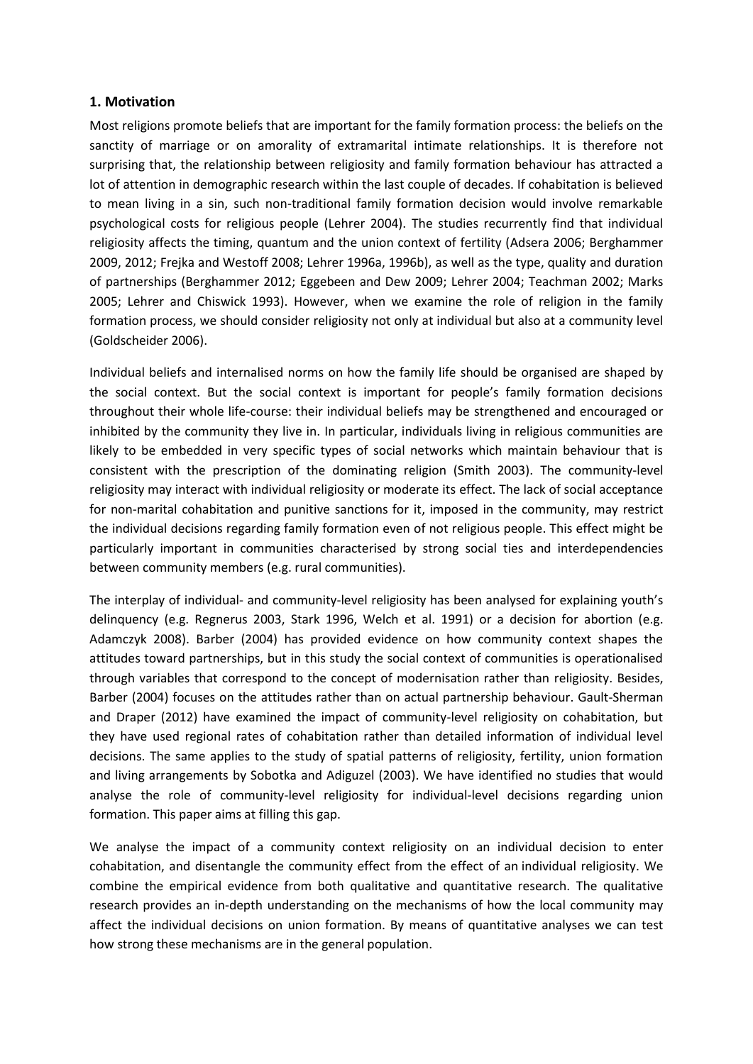## 1. Motivation

Most religions promote beliefs that are important for the family formation process: the beliefs on the sanctity of marriage or on amorality of extramarital intimate relationships. It is therefore not surprising that, the relationship between religiosity and family formation behaviour has attracted a lot of attention in demographic research within the last couple of decades. If cohabitation is believed to mean living in a sin, such non-traditional family formation decision would involve remarkable psychological costs for religious people (Lehrer 2004). The studies recurrently find that individual religiosity affects the timing, quantum and the union context of fertility (Adsera 2006; Berghammer 2009, 2012; Frejka and Westoff 2008; Lehrer 1996a, 1996b), as well as the type, quality and duration of partnerships (Berghammer 2012; Eggebeen and Dew 2009; Lehrer 2004; Teachman 2002; Marks 2005; Lehrer and Chiswick 1993). However, when we examine the role of religion in the family formation process, we should consider religiosity not only at individual but also at a community level (Goldscheider 2006).

Individual beliefs and internalised norms on how the family life should be organised are shaped by the social context. But the social context is important for people's family formation decisions throughout their whole life-course: their individual beliefs may be strengthened and encouraged or inhibited by the community they live in. In particular, individuals living in religious communities are likely to be embedded in very specific types of social networks which maintain behaviour that is consistent with the prescription of the dominating religion (Smith 2003). The community-level religiosity may interact with individual religiosity or moderate its effect. The lack of social acceptance for non-marital cohabitation and punitive sanctions for it, imposed in the community, may restrict the individual decisions regarding family formation even of not religious people. This effect might be particularly important in communities characterised by strong social ties and interdependencies between community members (e.g. rural communities).

The interplay of individual- and community-level religiosity has been analysed for explaining youth's delinquency (e.g. Regnerus 2003, Stark 1996, Welch et al. 1991) or a decision for abortion (e.g. Adamczyk 2008). Barber (2004) has provided evidence on how community context shapes the attitudes toward partnerships, but in this study the social context of communities is operationalised through variables that correspond to the concept of modernisation rather than religiosity. Besides, Barber (2004) focuses on the attitudes rather than on actual partnership behaviour. Gault-Sherman and Draper (2012) have examined the impact of community-level religiosity on cohabitation, but they have used regional rates of cohabitation rather than detailed information of individual level decisions. The same applies to the study of spatial patterns of religiosity, fertility, union formation and living arrangements by Sobotka and Adiguzel (2003). We have identified no studies that would analyse the role of community-level religiosity for individual-level decisions regarding union formation. This paper aims at filling this gap.

We analyse the impact of a community context religiosity on an individual decision to enter cohabitation, and disentangle the community effect from the effect of an individual religiosity. We combine the empirical evidence from both qualitative and quantitative research. The qualitative research provides an in-depth understanding on the mechanisms of how the local community may affect the individual decisions on union formation. By means of quantitative analyses we can test how strong these mechanisms are in the general population.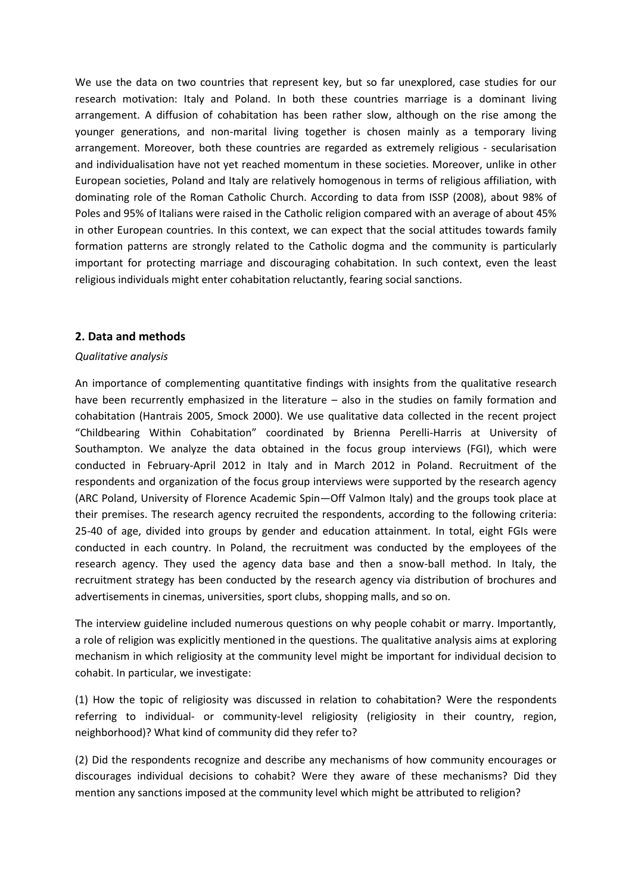We use the data on two countries that represent key, but so far unexplored, case studies for our research motivation: Italy and Poland. In both these countries marriage is a dominant living arrangement. A diffusion of cohabitation has been rather slow, although on the rise among the younger generations, and non-marital living together is chosen mainly as a temporary living arrangement. Moreover, both these countries are regarded as extremely religious - secularisation and individualisation have not yet reached momentum in these societies. Moreover, unlike in other European societies, Poland and Italy are relatively homogenous in terms of religious affiliation, with dominating role of the Roman Catholic Church. According to data from ISSP (2008), about 98% of Poles and 95% of Italians were raised in the Catholic religion compared with an average of about 45% in other European countries. In this context, we can expect that the social attitudes towards family formation patterns are strongly related to the Catholic dogma and the community is particularly important for protecting marriage and discouraging cohabitation. In such context, even the least religious individuals might enter cohabitation reluctantly, fearing social sanctions.

## 2. Data and methods

*Qualitative analysis*

An importance of complementing quantitative findings with insights from the qualitative research have been recurrently emphasized in the literature – also in the studies on family formation and cohabitation (Hantrais 2005, Smock 2000). We use qualitative data collected in the recent project "Childbearing Within Cohabitation" coordinated by Brienna Perelli-Harris at University of Southampton. We analyze the data obtained in the focus group interviews (FGI), which were conducted in February-April 2012 in Italy and in March 2012 in Poland. Recruitment of the respondents and organization of the focus group interviews were supported by the research agency (ARC Poland, University of Florence Academic Spin—Off Valmon Italy) and the groups took place at their premises. The research agency recruited the respondents, according to the following criteria: 25-40 of age, divided into groups by gender and education attainment. In total, eight FGIs were conducted in each country. In Poland, the recruitment was conducted by the employees of the research agency. They used the agency data base and then a snow-ball method. In Italy, the recruitment strategy has been conducted by the research agency via distribution of brochures and advertisements in cinemas, universities, sport clubs, shopping malls, and so on.

The interview guideline included numerous questions on why people cohabit or marry. Importantly, a role of religion was explicitly mentioned in the questions. The qualitative analysis aims at exploring mechanism in which religiosity at the community level might be important for individual decision to cohabit. In particular, we investigate:

(1) How the topic of religiosity was discussed in relation to cohabitation? Were the respondents referring to individual- or community-level religiosity (religiosity in their country, region, neighborhood)? What kind of community did they refer to?

(2) Did the respondents recognize and describe any mechanisms of how community encourages or discourages individual decisions to cohabit? Were they aware of these mechanisms? Did they mention any sanctions imposed at the community level which might be attributed to religion?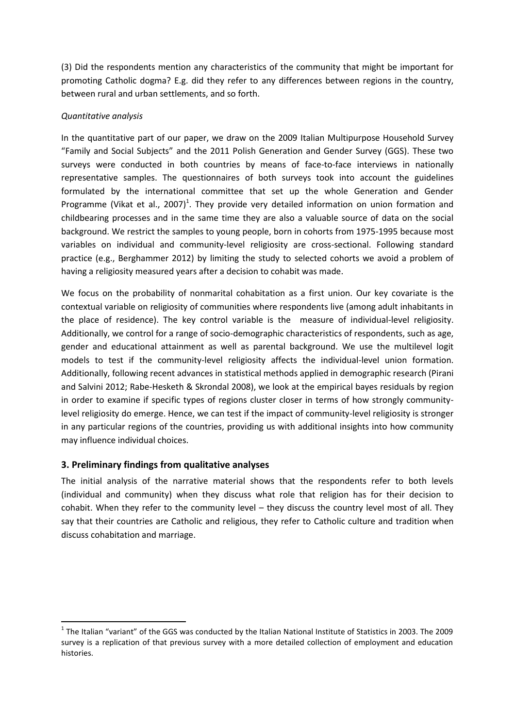(3) Did the respondents mention any characteristics of the community that might be important for promoting Catholic dogma? E.g. did they refer to any differences between regions in the country, between rural and urban settlements, and so forth.

*Quantitative analysis*

In the quantitative part of our paper, we draw on the 2009 Italian Multipurpose Household Survey "Family and Social Subjects" and the 2011 Polish Generation and Gender Survey (GGS). These two surveys were conducted in both countries by means of face-to-face interviews in nationally representative samples. The questionnaires of both surveys took into account the guidelines formulated by the international committee that set up the whole Generation and Gender Programme (Vikat et al., 2007)[1]. They provide very detailed information on union formation and childbearing processes and in the same time they are also a valuable source of data on the social background. We restrict the samples to young people, born in cohorts from 1975-1995 because most variables on individual and community-level religiosity are cross-sectional. Following standard practice (e.g., Berghammer 2012) by limiting the study to selected cohorts we avoid a problem of having a religiosity measured years after a decision to cohabit was made.

We focus on the probability of nonmarital cohabitation as a first union. Our key covariate is the contextual variable on religiosity of communities where respondents live (among adult inhabitants in the place of residence). The key control variable is the measure of individual-level religiosity. Additionally, we control for a range of socio-demographic characteristics of respondents, such as age, gender and educational attainment as well as parental background. We use the multilevel logit models to test if the community-level religiosity affects the individual-level union formation. Additionally, following recent advances in statistical methods applied in demographic research (Pirani and Salvini 2012; Rabe-Hesketh & Skrondal 2008), we look at the empirical bayes residuals by region in order to examine if specific types of regions cluster closer in terms of how strongly community-level religiosity do emerge. Hence, we can test if the impact of community-level religiosity is stronger in any particular regions of the countries, providing us with additional insights into how community may influence individual choices.

## 3. Preliminary findings from qualitative analyses

The initial analysis of the narrative material shows that the respondents refer to both levels (individual and community) when they discuss what role that religion has for their decision to cohabit. When they refer to the community level – they discuss the country level most of all. They say that their countries are Catholic and religious, they refer to Catholic culture and tradition when discuss cohabitation and marriage.

---

[1] The Italian "variant" of the GGS was conducted by the Italian National Institute of Statistics in 2003. The 2009 survey is a replication of that previous survey with a more detailed collection of employment and education histories.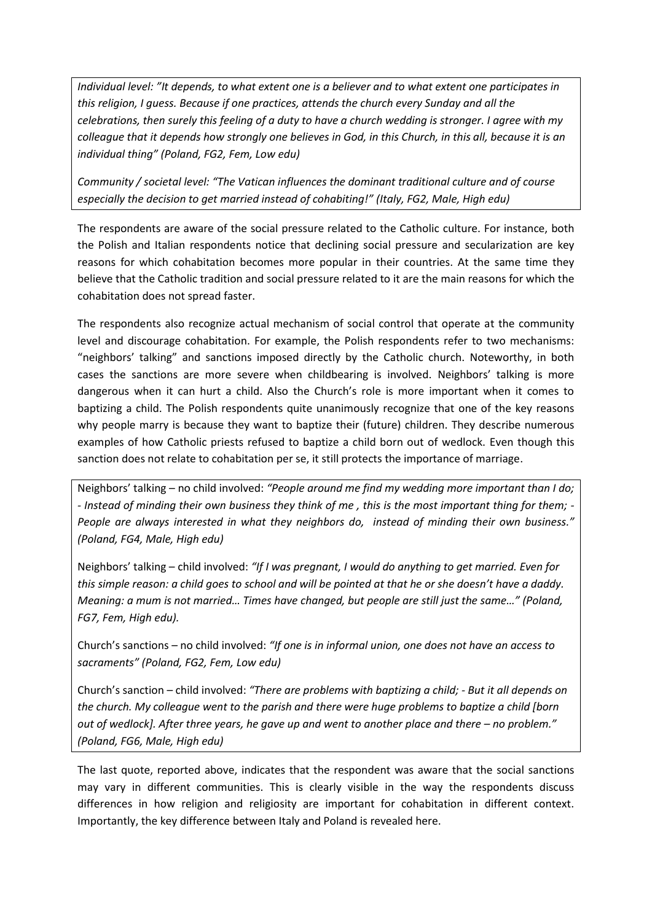*Individual level: "It depends, to what extent one is a believer and to what extent one participates in this religion, I guess. Because if one practices, attends the church every Sunday and all the celebrations, then surely this feeling of a duty to have a church wedding is stronger. I agree with my colleague that it depends how strongly one believes in God, in this Church, in this all, because it is an individual thing" (Poland, FG2, Fem, Low edu)*

*Community / societal level: "The Vatican influences the dominant traditional culture and of course especially the decision to get married instead of cohabiting!" (Italy, FG2, Male, High edu)*

The respondents are aware of the social pressure related to the Catholic culture. For instance, both the Polish and Italian respondents notice that declining social pressure and secularization are key reasons for which cohabitation becomes more popular in their countries. At the same time they believe that the Catholic tradition and social pressure related to it are the main reasons for which the cohabitation does not spread faster.

The respondents also recognize actual mechanism of social control that operate at the community level and discourage cohabitation. For example, the Polish respondents refer to two mechanisms: "neighbors' talking" and sanctions imposed directly by the Catholic church. Noteworthy, in both cases the sanctions are more severe when childbearing is involved. Neighbors' talking is more dangerous when it can hurt a child. Also the Church's role is more important when it comes to baptizing a child. The Polish respondents quite unanimously recognize that one of the key reasons why people marry is because they want to baptize their (future) children. They describe numerous examples of how Catholic priests refused to baptize a child born out of wedlock. Even though this sanction does not relate to cohabitation per se, it still protects the importance of marriage.

Neighbors' talking – no child involved: *"People around me find my wedding more important than I do; - Instead of minding their own business they think of me , this is the most important thing for them; - People are always interested in what they neighbors do, instead of minding their own business." (Poland, FG4, Male, High edu)*

Neighbors' talking – child involved: *"If I was pregnant, I would do anything to get married. Even for this simple reason: a child goes to school and will be pointed at that he or she doesn't have a daddy. Meaning: a mum is not married… Times have changed, but people are still just the same…" (Poland, FG7, Fem, High edu).*

Church's sanctions – no child involved: *"If one is in informal union, one does not have an access to sacraments" (Poland, FG2, Fem, Low edu)*

Church's sanction – child involved: *"There are problems with baptizing a child; - But it all depends on the church. My colleague went to the parish and there were huge problems to baptize a child [born out of wedlock]. After three years, he gave up and went to another place and there – no problem." (Poland, FG6, Male, High edu)*

The last quote, reported above, indicates that the respondent was aware that the social sanctions may vary in different communities. This is clearly visible in the way the respondents discuss differences in how religion and religiosity are important for cohabitation in different context. Importantly, the key difference between Italy and Poland is revealed here.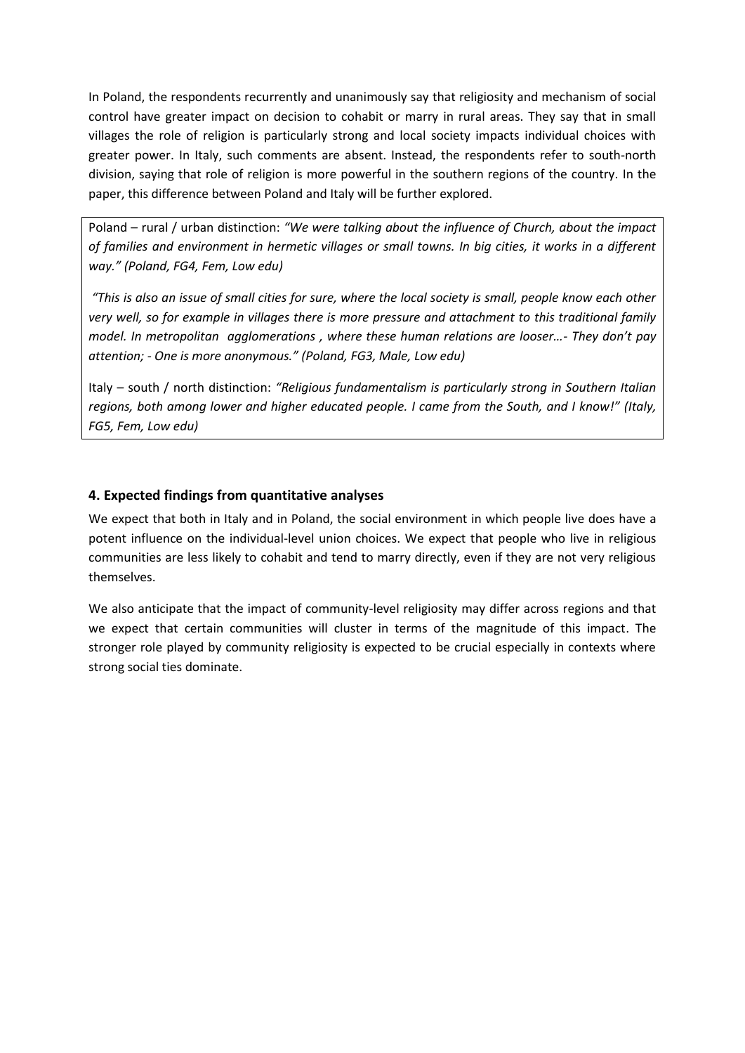In Poland, the respondents recurrently and unanimously say that religiosity and mechanism of social control have greater impact on decision to cohabit or marry in rural areas. They say that in small villages the role of religion is particularly strong and local society impacts individual choices with greater power. In Italy, such comments are absent. Instead, the respondents refer to south-north division, saying that role of religion is more powerful in the southern regions of the country. In the paper, this difference between Poland and Italy will be further explored.

> Poland – rural / urban distinction: *"We were talking about the influence of Church, about the impact of families and environment in hermetic villages or small towns. In big cities, it works in a different way." (Poland, FG4, Fem, Low edu)*
>
> *"This is also an issue of small cities for sure, where the local society is small, people know each other very well, so for example in villages there is more pressure and attachment to this traditional family model. In metropolitan agglomerations , where these human relations are looser…- They don't pay attention; - One is more anonymous." (Poland, FG3, Male, Low edu)*
>
> Italy – south / north distinction: *"Religious fundamentalism is particularly strong in Southern Italian regions, both among lower and higher educated people. I came from the South, and I know!" (Italy, FG5, Fem, Low edu)*

## 4. Expected findings from quantitative analyses

We expect that both in Italy and in Poland, the social environment in which people live does have a potent influence on the individual-level union choices. We expect that people who live in religious communities are less likely to cohabit and tend to marry directly, even if they are not very religious themselves.

We also anticipate that the impact of community-level religiosity may differ across regions and that we expect that certain communities will cluster in terms of the magnitude of this impact. The stronger role played by community religiosity is expected to be crucial especially in contexts where strong social ties dominate.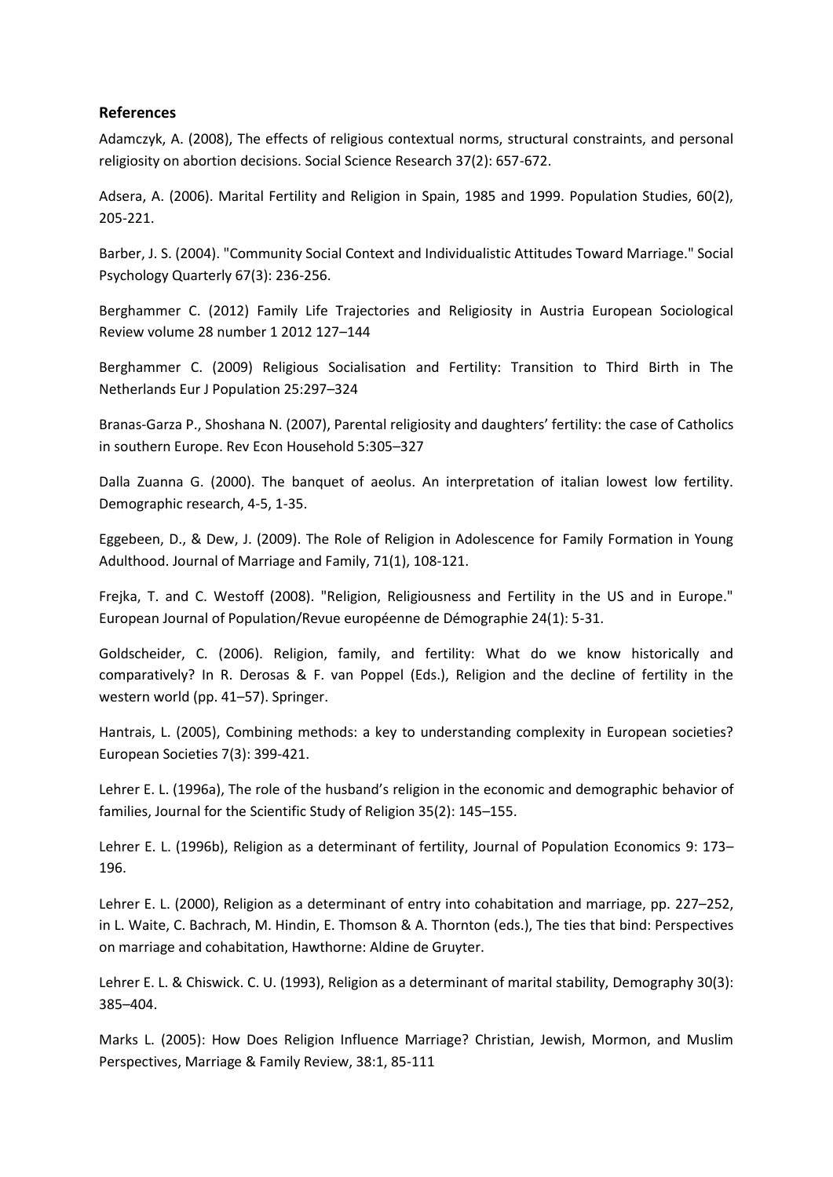## References

Adamczyk, A. (2008), The effects of religious contextual norms, structural constraints, and personal religiosity on abortion decisions. Social Science Research 37(2): 657-672.

Adsera, A. (2006). Marital Fertility and Religion in Spain, 1985 and 1999. Population Studies, 60(2), 205-221.

Barber, J. S. (2004). "Community Social Context and Individualistic Attitudes Toward Marriage." Social Psychology Quarterly 67(3): 236-256.

Berghammer C. (2012) Family Life Trajectories and Religiosity in Austria European Sociological Review volume 28 number 1 2012 127–144

Berghammer C. (2009) Religious Socialisation and Fertility: Transition to Third Birth in The Netherlands Eur J Population 25:297–324

Branas-Garza P., Shoshana N. (2007), Parental religiosity and daughters' fertility: the case of Catholics in southern Europe. Rev Econ Household 5:305–327

Dalla Zuanna G. (2000). The banquet of aeolus. An interpretation of italian lowest low fertility. Demographic research, 4-5, 1-35.

Eggebeen, D., & Dew, J. (2009). The Role of Religion in Adolescence for Family Formation in Young Adulthood. Journal of Marriage and Family, 71(1), 108-121.

Frejka, T. and C. Westoff (2008). "Religion, Religiousness and Fertility in the US and in Europe." European Journal of Population/Revue européenne de Démographie 24(1): 5-31.

Goldscheider, C. (2006). Religion, family, and fertility: What do we know historically and comparatively? In R. Derosas & F. van Poppel (Eds.), Religion and the decline of fertility in the western world (pp. 41–57). Springer.

Hantrais, L. (2005), Combining methods: a key to understanding complexity in European societies? European Societies 7(3): 399-421.

Lehrer E. L. (1996a), The role of the husband's religion in the economic and demographic behavior of families, Journal for the Scientific Study of Religion 35(2): 145–155.

Lehrer E. L. (1996b), Religion as a determinant of fertility, Journal of Population Economics 9: 173–196.

Lehrer E. L. (2000), Religion as a determinant of entry into cohabitation and marriage, pp. 227–252, in L. Waite, C. Bachrach, M. Hindin, E. Thomson & A. Thornton (eds.), The ties that bind: Perspectives on marriage and cohabitation, Hawthorne: Aldine de Gruyter.

Lehrer E. L. & Chiswick. C. U. (1993), Religion as a determinant of marital stability, Demography 30(3): 385–404.

Marks L. (2005): How Does Religion Influence Marriage? Christian, Jewish, Mormon, and Muslim Perspectives, Marriage & Family Review, 38:1, 85-111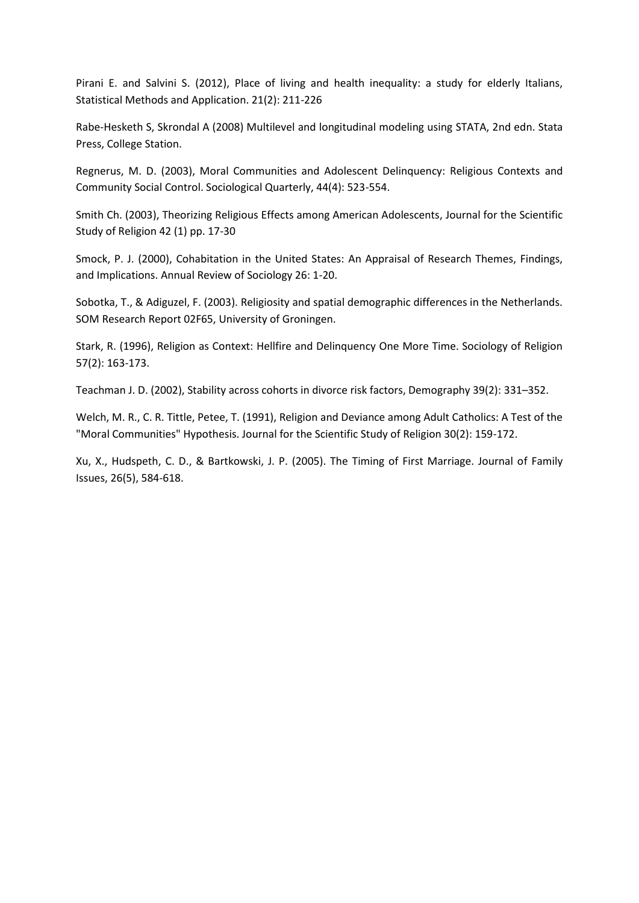Pirani E. and Salvini S. (2012), Place of living and health inequality: a study for elderly Italians, Statistical Methods and Application. 21(2): 211-226

Rabe-Hesketh S, Skrondal A (2008) Multilevel and longitudinal modeling using STATA, 2nd edn. Stata Press, College Station.

Regnerus, M. D. (2003), Moral Communities and Adolescent Delinquency: Religious Contexts and Community Social Control. Sociological Quarterly, 44(4): 523-554.

Smith Ch. (2003), Theorizing Religious Effects among American Adolescents, Journal for the Scientific Study of Religion 42 (1) pp. 17-30

Smock, P. J. (2000), Cohabitation in the United States: An Appraisal of Research Themes, Findings, and Implications. Annual Review of Sociology 26: 1-20.

Sobotka, T., & Adiguzel, F. (2003). Religiosity and spatial demographic differences in the Netherlands. SOM Research Report 02F65, University of Groningen.

Stark, R. (1996), Religion as Context: Hellfire and Delinquency One More Time. Sociology of Religion 57(2): 163-173.

Teachman J. D. (2002), Stability across cohorts in divorce risk factors, Demography 39(2): 331–352.

Welch, M. R., C. R. Tittle, Petee, T. (1991), Religion and Deviance among Adult Catholics: A Test of the "Moral Communities" Hypothesis. Journal for the Scientific Study of Religion 30(2): 159-172.

Xu, X., Hudspeth, C. D., & Bartkowski, J. P. (2005). The Timing of First Marriage. Journal of Family Issues, 26(5), 584-618.